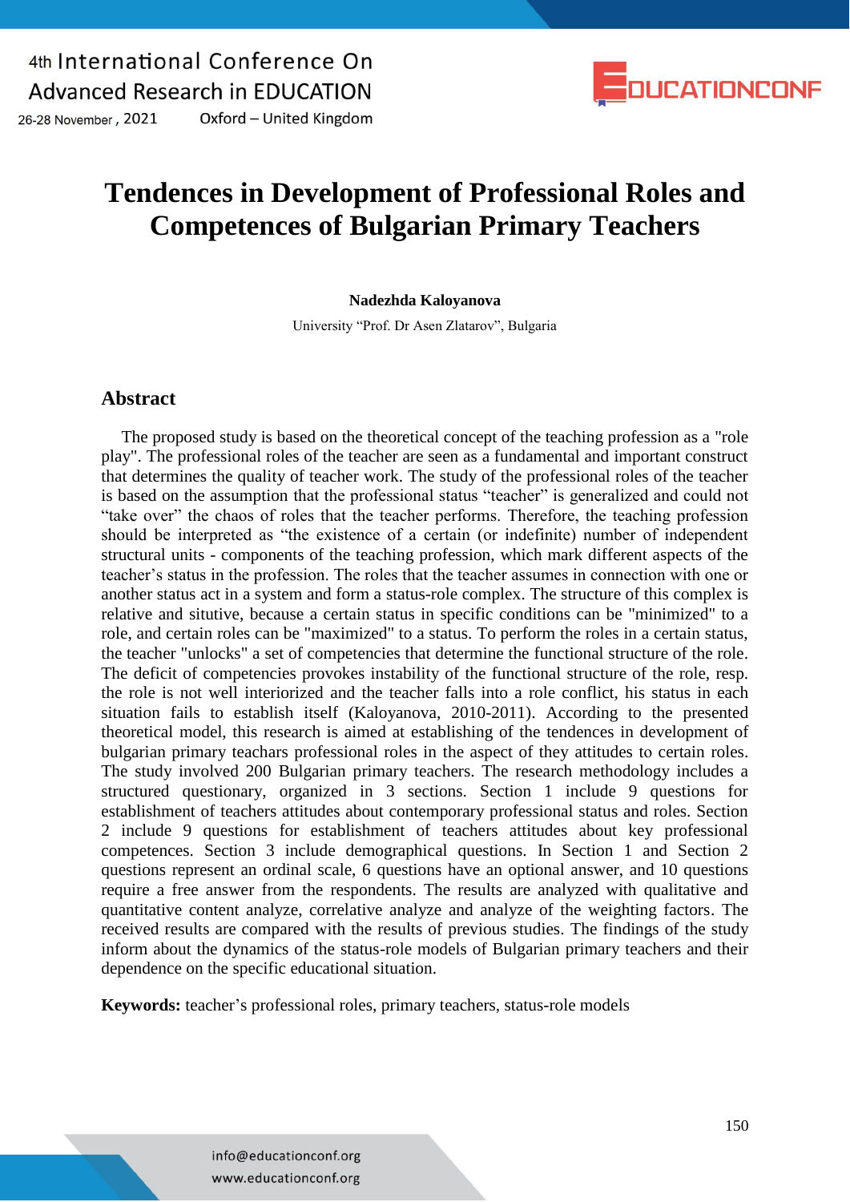# Tendences in Development of Professional Roles and Competences of Bulgarian Primary Teachers

**Nadezhda Kaloyanova**

University "Prof. Dr Asen Zlatarov", Bulgaria

## Abstract

The proposed study is based on the theoretical concept of the teaching profession as a "role play". The professional roles of the teacher are seen as a fundamental and important construct that determines the quality of teacher work. The study of the professional roles of the teacher is based on the assumption that the professional status "teacher" is generalized and could not "take over" the chaos of roles that the teacher performs. Therefore, the teaching profession should be interpreted as "the existence of a certain (or indefinite) number of independent structural units - components of the teaching profession, which mark different aspects of the teacher's status in the profession. The roles that the teacher assumes in connection with one or another status act in a system and form a status-role complex. The structure of this complex is relative and situtive, because a certain status in specific conditions can be "minimized" to a role, and certain roles can be "maximized" to a status. To perform the roles in a certain status, the teacher "unlocks" a set of competencies that determine the functional structure of the role. The deficit of competencies provokes instability of the functional structure of the role, resp. the role is not well interiorized and the teacher falls into a role conflict, his status in each situation fails to establish itself (Kaloyanova, 2010-2011). According to the presented theoretical model, this research is aimed at establishing of the tendences in development of bulgarian primary teachars professional roles in the aspect of they attitudes to certain roles. The study involved 200 Bulgarian primary teachers. The research methodology includes a structured questionary, organized in 3 sections. Section 1 include 9 questions for establishment of teachers attitudes about contemporary professional status and roles. Section 2 include 9 questions for establishment of teachers attitudes about key professional competences. Section 3 include demographical questions. In Section 1 and Section 2 questions represent an ordinal scale, 6 questions have an optional answer, and 10 questions require a free answer from the respondents. The results are analyzed with qualitative and quantitative content analyze, correlative analyze and analyze of the weighting factors. The received results are compared with the results of previous studies. The findings of the study inform about the dynamics of the status-role models of Bulgarian primary teachers and their dependence on the specific educational situation.

**Keywords:** teacher's professional roles, primary teachers, status-role models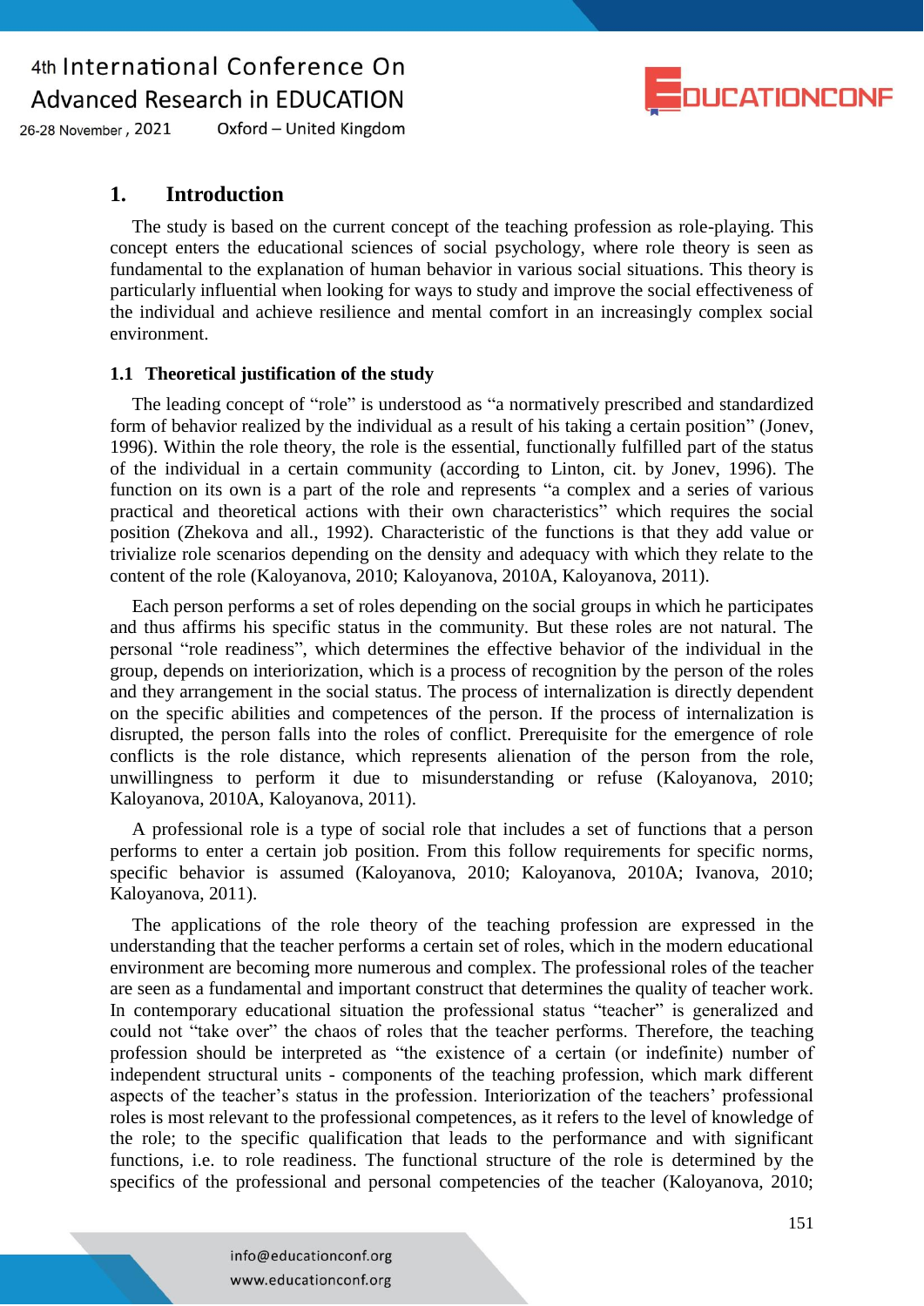## 1. Introduction

The study is based on the current concept of the teaching profession as role-playing. This concept enters the educational sciences of social psychology, where role theory is seen as fundamental to the explanation of human behavior in various social situations. This theory is particularly influential when looking for ways to study and improve the social effectiveness of the individual and achieve resilience and mental comfort in an increasingly complex social environment.

### 1.1 Theoretical justification of the study

The leading concept of "role" is understood as "a normatively prescribed and standardized form of behavior realized by the individual as a result of his taking a certain position" (Jonev, 1996). Within the role theory, the role is the essential, functionally fulfilled part of the status of the individual in a certain community (according to Linton, cit. by Jonev, 1996). The function on its own is a part of the role and represents "a complex and a series of various practical and theoretical actions with their own characteristics" which requires the social position (Zhekova and all., 1992). Characteristic of the functions is that they add value or trivialize role scenarios depending on the density and adequacy with which they relate to the content of the role (Kaloyanova, 2010; Kaloyanova, 2010A, Kaloyanova, 2011).

Each person performs a set of roles depending on the social groups in which he participates and thus affirms his specific status in the community. But these roles are not natural. The personal "role readiness", which determines the effective behavior of the individual in the group, depends on interiorization, which is a process of recognition by the person of the roles and they arrangement in the social status. The process of internalization is directly dependent on the specific abilities and competences of the person. If the process of internalization is disrupted, the person falls into the roles of conflict. Prerequisite for the emergence of role conflicts is the role distance, which represents alienation of the person from the role, unwillingness to perform it due to misunderstanding or refuse (Kaloyanova, 2010; Kaloyanova, 2010A, Kaloyanova, 2011).

A professional role is a type of social role that includes a set of functions that a person performs to enter a certain job position. From this follow requirements for specific norms, specific behavior is assumed (Kaloyanova, 2010; Kaloyanova, 2010A; Ivanova, 2010; Kaloyanova, 2011).

The applications of the role theory of the teaching profession are expressed in the understanding that the teacher performs a certain set of roles, which in the modern educational environment are becoming more numerous and complex. The professional roles of the teacher are seen as a fundamental and important construct that determines the quality of teacher work. In contemporary educational situation the professional status "teacher" is generalized and could not "take over" the chaos of roles that the teacher performs. Therefore, the teaching profession should be interpreted as "the existence of a certain (or indefinite) number of independent structural units - components of the teaching profession, which mark different aspects of the teacher's status in the profession. Interiorization of the teachers' professional roles is most relevant to the professional competences, as it refers to the level of knowledge of the role; to the specific qualification that leads to the performance and with significant functions, i.e. to role readiness. The functional structure of the role is determined by the specifics of the professional and personal competencies of the teacher (Kaloyanova, 2010;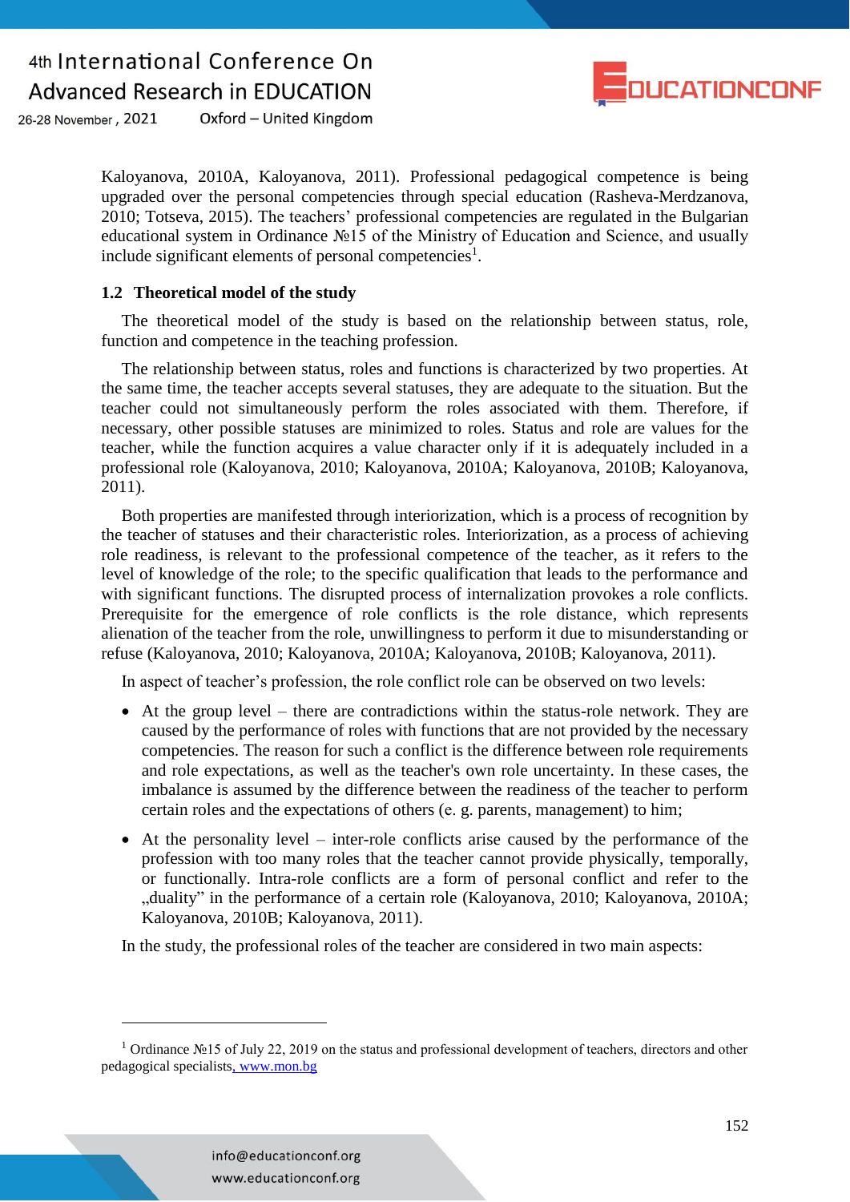Kaloyanova, 2010A, Kaloyanova, 2011). Professional pedagogical competence is being upgraded over the personal competencies through special education (Rasheva-Merdzanova, 2010; Totseva, 2015). The teachers' professional competencies are regulated in the Bulgarian educational system in Ordinance №15 of the Ministry of Education and Science, and usually include significant elements of personal competencies[1].

### 1.2 Theoretical model of the study

The theoretical model of the study is based on the relationship between status, role, function and competence in the teaching profession.

The relationship between status, roles and functions is characterized by two properties. At the same time, the teacher accepts several statuses, they are adequate to the situation. But the teacher could not simultaneously perform the roles associated with them. Therefore, if necessary, other possible statuses are minimized to roles. Status and role are values for the teacher, while the function acquires a value character only if it is adequately included in a professional role (Kaloyanova, 2010; Kaloyanova, 2010A; Kaloyanova, 2010B; Kaloyanova, 2011).

Both properties are manifested through interiorization, which is a process of recognition by the teacher of statuses and their characteristic roles. Interiorization, as a process of achieving role readiness, is relevant to the professional competence of the teacher, as it refers to the level of knowledge of the role; to the specific qualification that leads to the performance and with significant functions. The disrupted process of internalization provokes a role conflicts. Prerequisite for the emergence of role conflicts is the role distance, which represents alienation of the teacher from the role, unwillingness to perform it due to misunderstanding or refuse (Kaloyanova, 2010; Kaloyanova, 2010A; Kaloyanova, 2010B; Kaloyanova, 2011).

In aspect of teacher's profession, the role conflict role can be observed on two levels:

- At the group level – there are contradictions within the status-role network. They are caused by the performance of roles with functions that are not provided by the necessary competencies. The reason for such a conflict is the difference between role requirements and role expectations, as well as the teacher's own role uncertainty. In these cases, the imbalance is assumed by the difference between the readiness of the teacher to perform certain roles and the expectations of others (e. g. parents, management) to him;
- At the personality level – inter-role conflicts arise caused by the performance of the profession with too many roles that the teacher cannot provide physically, temporally, or functionally. Intra-role conflicts are a form of personal conflict and refer to the „duality" in the performance of a certain role (Kaloyanova, 2010; Kaloyanova, 2010A; Kaloyanova, 2010B; Kaloyanova, 2011).

In the study, the professional roles of the teacher are considered in two main aspects:

---

[1] Ordinance №15 of July 22, 2019 on the status and professional development of teachers, directors and other pedagogical specialists, www.mon.bg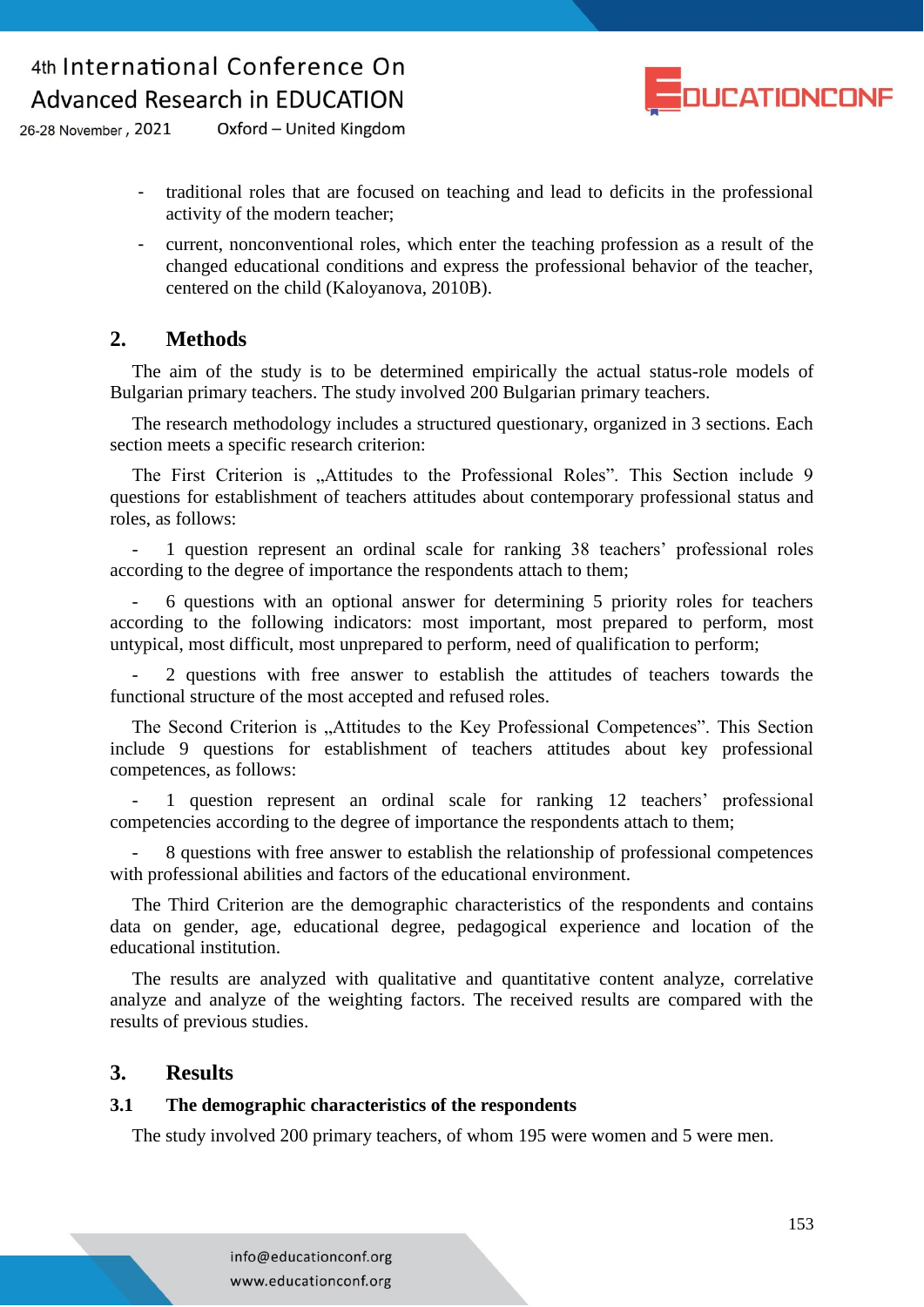- traditional roles that are focused on teaching and lead to deficits in the professional activity of the modern teacher;
- current, nonconventional roles, which enter the teaching profession as a result of the changed educational conditions and express the professional behavior of the teacher, centered on the child (Kaloyanova, 2010B).

## 2. Methods

The aim of the study is to be determined empirically the actual status-role models of Bulgarian primary teachers. The study involved 200 Bulgarian primary teachers.

The research methodology includes a structured questionary, organized in 3 sections. Each section meets a specific research criterion:

The First Criterion is „Attitudes to the Professional Roles". This Section include 9 questions for establishment of teachers attitudes about contemporary professional status and roles, as follows:

- 1 question represent an ordinal scale for ranking 38 teachers' professional roles according to the degree of importance the respondents attach to them;
- 6 questions with an optional answer for determining 5 priority roles for teachers according to the following indicators: most important, most prepared to perform, most untypical, most difficult, most unprepared to perform, need of qualification to perform;
- 2 questions with free answer to establish the attitudes of teachers towards the functional structure of the most accepted and refused roles.

The Second Criterion is „Attitudes to the Key Professional Competences". This Section include 9 questions for establishment of teachers attitudes about key professional competences, as follows:

- 1 question represent an ordinal scale for ranking 12 teachers' professional competencies according to the degree of importance the respondents attach to them;
- 8 questions with free answer to establish the relationship of professional competences with professional abilities and factors of the educational environment.

The Third Criterion are the demographic characteristics of the respondents and contains data on gender, age, educational degree, pedagogical experience and location of the educational institution.

The results are analyzed with qualitative and quantitative content analyze, correlative analyze and analyze of the weighting factors. The received results are compared with the results of previous studies.

## 3. Results

### 3.1 The demographic characteristics of the respondents

The study involved 200 primary teachers, of whom 195 were women and 5 were men.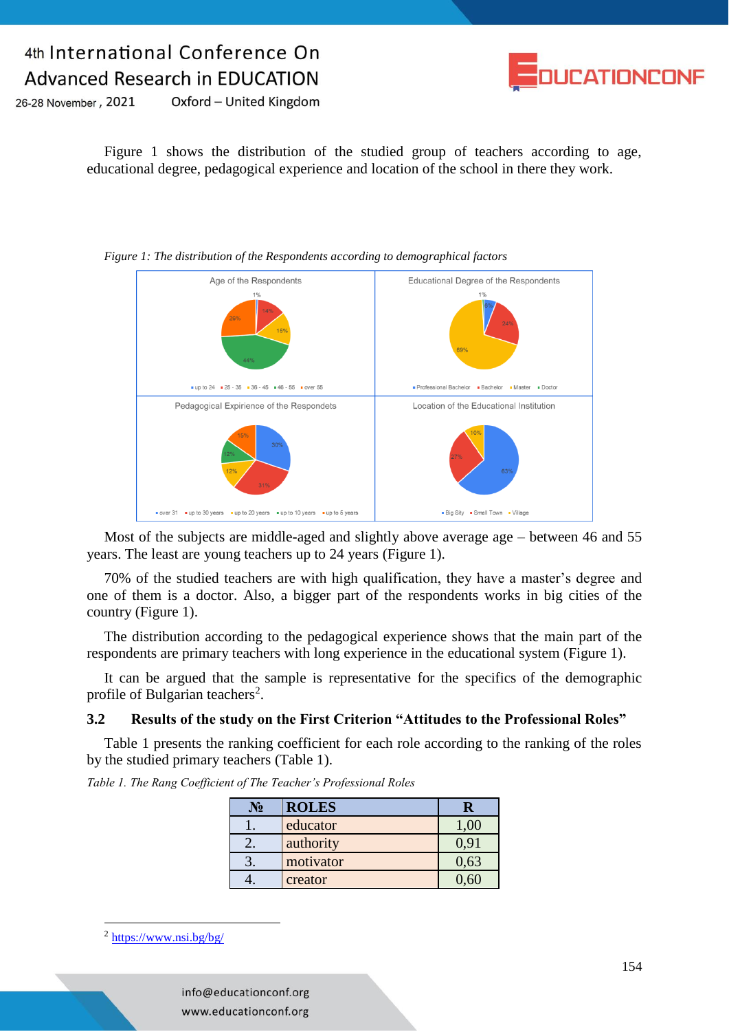Figure 1 shows the distribution of the studied group of teachers according to age, educational degree, pedagogical experience and location of the school in there they work.

*Figure 1: The distribution of the Respondents according to demographical factors*

Most of the subjects are middle-aged and slightly above average age – between 46 and 55 years. The least are young teachers up to 24 years (Figure 1).

70% of the studied teachers are with high qualification, they have a master's degree and one of them is a doctor. Also, a bigger part of the respondents works in big cities of the country (Figure 1).

The distribution according to the pedagogical experience shows that the main part of the respondents are primary teachers with long experience in the educational system (Figure 1).

It can be argued that the sample is representative for the specifics of the demographic profile of Bulgarian teachers[2].

## 3.2 Results of the study on the First Criterion "Attitudes to the Professional Roles"

Table 1 presents the ranking coefficient for each role according to the ranking of the roles by the studied primary teachers (Table 1).

*Table 1. The Rang Coefficient of The Teacher's Professional Roles*

| № | ROLES | R |
|---|---|---|
| 1. | educator | 1,00 |
| 2. | authority | 0,91 |
| 3. | motivator | 0,63 |
| 4. | creator | 0,60 |

[2] https://www.nsi.bg/bg/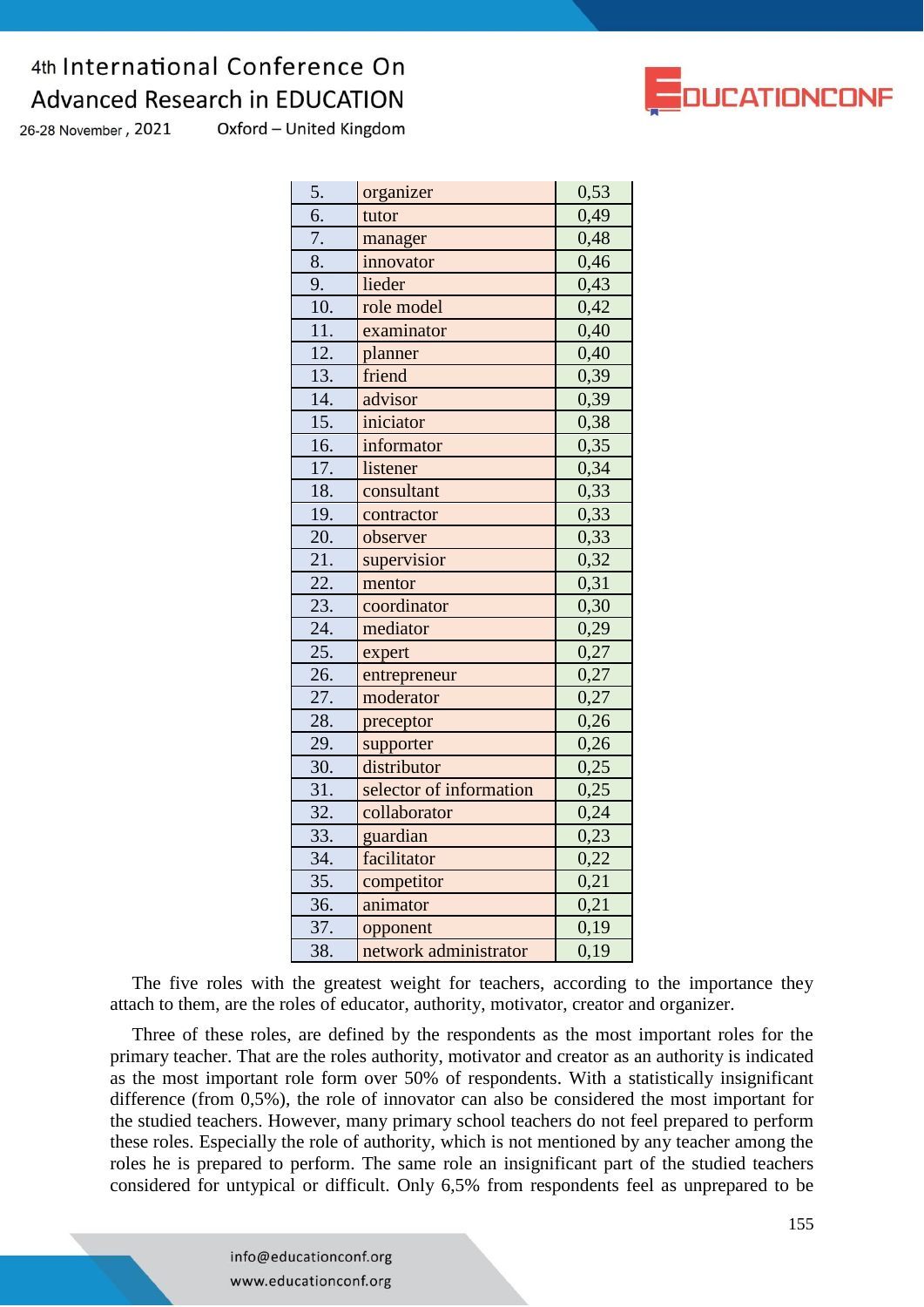| 5. | organizer | 0,53 |
|---|---|---|
| 6. | tutor | 0,49 |
| 7. | manager | 0,48 |
| 8. | innovator | 0,46 |
| 9. | lieder | 0,43 |
| 10. | role model | 0,42 |
| 11. | examinator | 0,40 |
| 12. | planner | 0,40 |
| 13. | friend | 0,39 |
| 14. | advisor | 0,39 |
| 15. | iniciator | 0,38 |
| 16. | informator | 0,35 |
| 17. | listener | 0,34 |
| 18. | consultant | 0,33 |
| 19. | contractor | 0,33 |
| 20. | observer | 0,33 |
| 21. | supervisior | 0,32 |
| 22. | mentor | 0,31 |
| 23. | coordinator | 0,30 |
| 24. | mediator | 0,29 |
| 25. | expert | 0,27 |
| 26. | entrepreneur | 0,27 |
| 27. | moderator | 0,27 |
| 28. | preceptor | 0,26 |
| 29. | supporter | 0,26 |
| 30. | distributor | 0,25 |
| 31. | selector of information | 0,25 |
| 32. | collaborator | 0,24 |
| 33. | guardian | 0,23 |
| 34. | facilitator | 0,22 |
| 35. | competitor | 0,21 |
| 36. | animator | 0,21 |
| 37. | opponent | 0,19 |
| 38. | network administrator | 0,19 |

The five roles with the greatest weight for teachers, according to the importance they attach to them, are the roles of educator, authority, motivator, creator and organizer.

Three of these roles, are defined by the respondents as the most important roles for the primary teacher. That are the roles authority, motivator and creator as an authority is indicated as the most important role form over 50% of respondents. With a statistically insignificant difference (from 0,5%), the role of innovator can also be considered the most important for the studied teachers. However, many primary school teachers do not feel prepared to perform these roles. Especially the role of authority, which is not mentioned by any teacher among the roles he is prepared to perform. The same role an insignificant part of the studied teachers considered for untypical or difficult. Only 6,5% from respondents feel as unprepared to be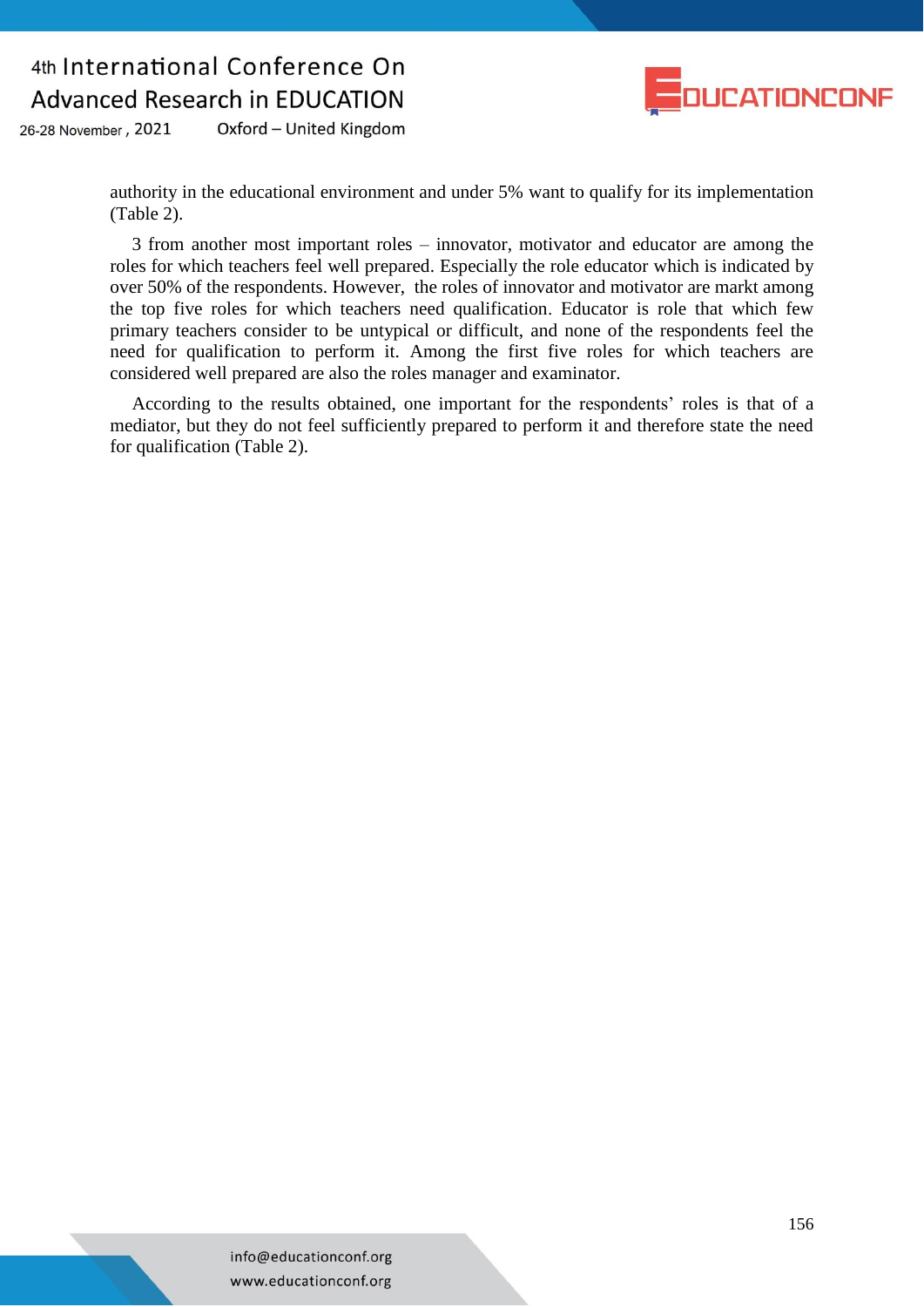authority in the educational environment and under 5% want to qualify for its implementation (Table 2).

3 from another most important roles – innovator, motivator and educator are among the roles for which teachers feel well prepared. Especially the role educator which is indicated by over 50% of the respondents. However, the roles of innovator and motivator are markt among the top five roles for which teachers need qualification. Educator is role that which few primary teachers consider to be untypical or difficult, and none of the respondents feel the need for qualification to perform it. Among the first five roles for which teachers are considered well prepared are also the roles manager and examinator.

According to the results obtained, one important for the respondents' roles is that of a mediator, but they do not feel sufficiently prepared to perform it and therefore state the need for qualification (Table 2).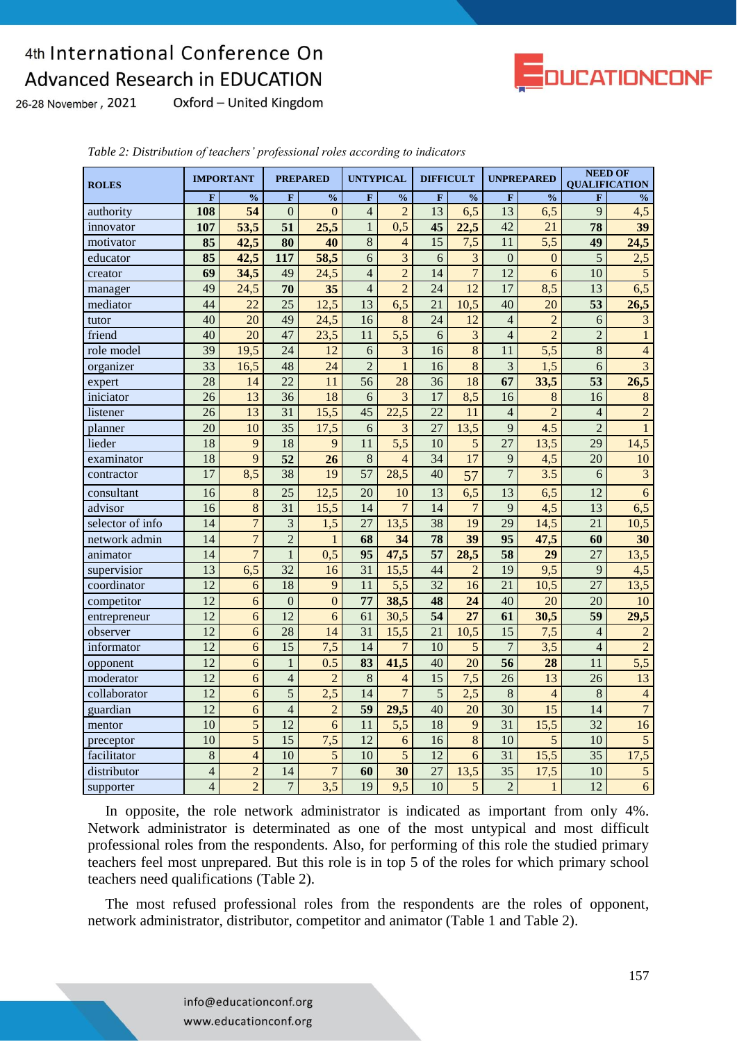*Table 2: Distribution of teachers' professional roles according to indicators*

| ROLES | IMPORTANT | | PREPARED | | UNTYPICAL | | DIFFICULT | | UNPREPARED | | NEED OF QUALIFICATION | |
|---|---|---|---|---|---|---|---|---|---|---|---|---|
| | F | % | F | % | F | % | F | % | F | % | F | % |
| authority | **108** | **54** | 0 | 0 | 4 | 2 | 13 | 6,5 | 13 | 6,5 | 9 | 4,5 |
| innovator | **107** | **53,5** | **51** | **25,5** | 1 | 0,5 | **45** | **22,5** | 42 | 21 | **78** | **39** |
| motivator | **85** | **42,5** | **80** | **40** | 8 | 4 | 15 | 7,5 | 11 | 5,5 | **49** | **24,5** |
| educator | **85** | **42,5** | **117** | **58,5** | 6 | 3 | 6 | 3 | 0 | 0 | 5 | 2,5 |
| creator | **69** | **34,5** | 49 | 24,5 | 4 | 2 | 14 | 7 | 12 | 6 | 10 | 5 |
| manager | 49 | 24,5 | **70** | **35** | 4 | 2 | 24 | 12 | 17 | 8,5 | 13 | 6,5 |
| mediator | 44 | 22 | 25 | 12,5 | 13 | 6,5 | 21 | 10,5 | 40 | 20 | **53** | **26,5** |
| tutor | 40 | 20 | 49 | 24,5 | 16 | 8 | 24 | 12 | 4 | 2 | 6 | 3 |
| friend | 40 | 20 | 47 | 23,5 | 11 | 5,5 | 6 | 3 | 4 | 2 | 2 | 1 |
| role model | 39 | 19,5 | 24 | 12 | 6 | 3 | 16 | 8 | 11 | 5,5 | 8 | 4 |
| organizer | 33 | 16,5 | 48 | 24 | 2 | 1 | 16 | 8 | 3 | 1,5 | 6 | 3 |
| expert | 28 | 14 | 22 | 11 | 56 | 28 | 36 | 18 | **67** | **33,5** | **53** | **26,5** |
| iniciator | 26 | 13 | 36 | 18 | 6 | 3 | 17 | 8,5 | 16 | 8 | 16 | 8 |
| listener | 26 | 13 | 31 | 15,5 | 45 | 22,5 | 22 | 11 | 4 | 2 | 4 | 2 |
| planner | 20 | 10 | 35 | 17,5 | 6 | 3 | 27 | 13,5 | 9 | 4.5 | 2 | 1 |
| lieder | 18 | 9 | 18 | 9 | 11 | 5,5 | 10 | 5 | 27 | 13,5 | 29 | 14,5 |
| examinator | 18 | 9 | **52** | **26** | 8 | 4 | 34 | 17 | 9 | 4,5 | 20 | 10 |
| contractor | 17 | 8,5 | 38 | 19 | 57 | 28,5 | 40 | 57 | 7 | 3.5 | 6 | 3 |
| consultant | 16 | 8 | 25 | 12,5 | 20 | 10 | 13 | 6,5 | 13 | 6,5 | 12 | 6 |
| advisor | 16 | 8 | 31 | 15,5 | 14 | 7 | 14 | 7 | 9 | 4,5 | 13 | 6,5 |
| selector of info | 14 | 7 | 3 | 1,5 | 27 | 13,5 | 38 | 19 | 29 | 14,5 | 21 | 10,5 |
| network admin | 14 | 7 | 2 | 1 | **68** | **34** | **78** | **39** | **95** | **47,5** | **60** | **30** |
| animator | 14 | 7 | 1 | 0,5 | **95** | **47,5** | **57** | **28,5** | **58** | **29** | 27 | 13,5 |
| supervisior | 13 | 6,5 | 32 | 16 | 31 | 15,5 | 44 | 2 | 19 | 9,5 | 9 | 4,5 |
| coordinator | 12 | 6 | 18 | 9 | 11 | 5,5 | 32 | 16 | 21 | 10,5 | 27 | 13,5 |
| competitor | 12 | 6 | 0 | 0 | **77** | **38,5** | **48** | **24** | 40 | 20 | 20 | 10 |
| entrepreneur | 12 | 6 | 12 | 6 | 61 | 30,5 | **54** | **27** | **61** | **30,5** | **59** | **29,5** |
| observer | 12 | 6 | 28 | 14 | 31 | 15,5 | 21 | 10,5 | 15 | 7,5 | 4 | 2 |
| informator | 12 | 6 | 15 | 7,5 | 14 | 7 | 10 | 5 | 7 | 3,5 | 4 | 2 |
| opponent | 12 | 6 | 1 | 0.5 | **83** | **41,5** | 40 | 20 | **56** | **28** | 11 | 5,5 |
| moderator | 12 | 6 | 4 | 2 | 8 | 4 | 15 | 7,5 | 26 | 13 | 26 | 13 |
| collaborator | 12 | 6 | 5 | 2,5 | 14 | 7 | 5 | 2,5 | 8 | 4 | 8 | 4 |
| guardian | 12 | 6 | 4 | 2 | **59** | **29,5** | 40 | 20 | 30 | 15 | 14 | 7 |
| mentor | 10 | 5 | 12 | 6 | 11 | 5,5 | 18 | 9 | 31 | 15,5 | 32 | 16 |
| preceptor | 10 | 5 | 15 | 7,5 | 12 | 6 | 16 | 8 | 10 | 5 | 10 | 5 |
| facilitator | 8 | 4 | 10 | 5 | 10 | 5 | 12 | 6 | 31 | 15,5 | 35 | 17,5 |
| distributor | 4 | 2 | 14 | 7 | **60** | **30** | 27 | 13,5 | 35 | 17,5 | 10 | 5 |
| supporter | 4 | 2 | 7 | 3,5 | 19 | 9,5 | 10 | 5 | 2 | 1 | 12 | 6 |

In opposite, the role network administrator is indicated as important from only 4%. Network administrator is determinated as one of the most untypical and most difficult professional roles from the respondents. Also, for performing of this role the studied primary teachers feel most unprepared. But this role is in top 5 of the roles for which primary school teachers need qualifications (Table 2).

The most refused professional roles from the respondents are the roles of opponent, network administrator, distributor, competitor and animator (Table 1 and Table 2).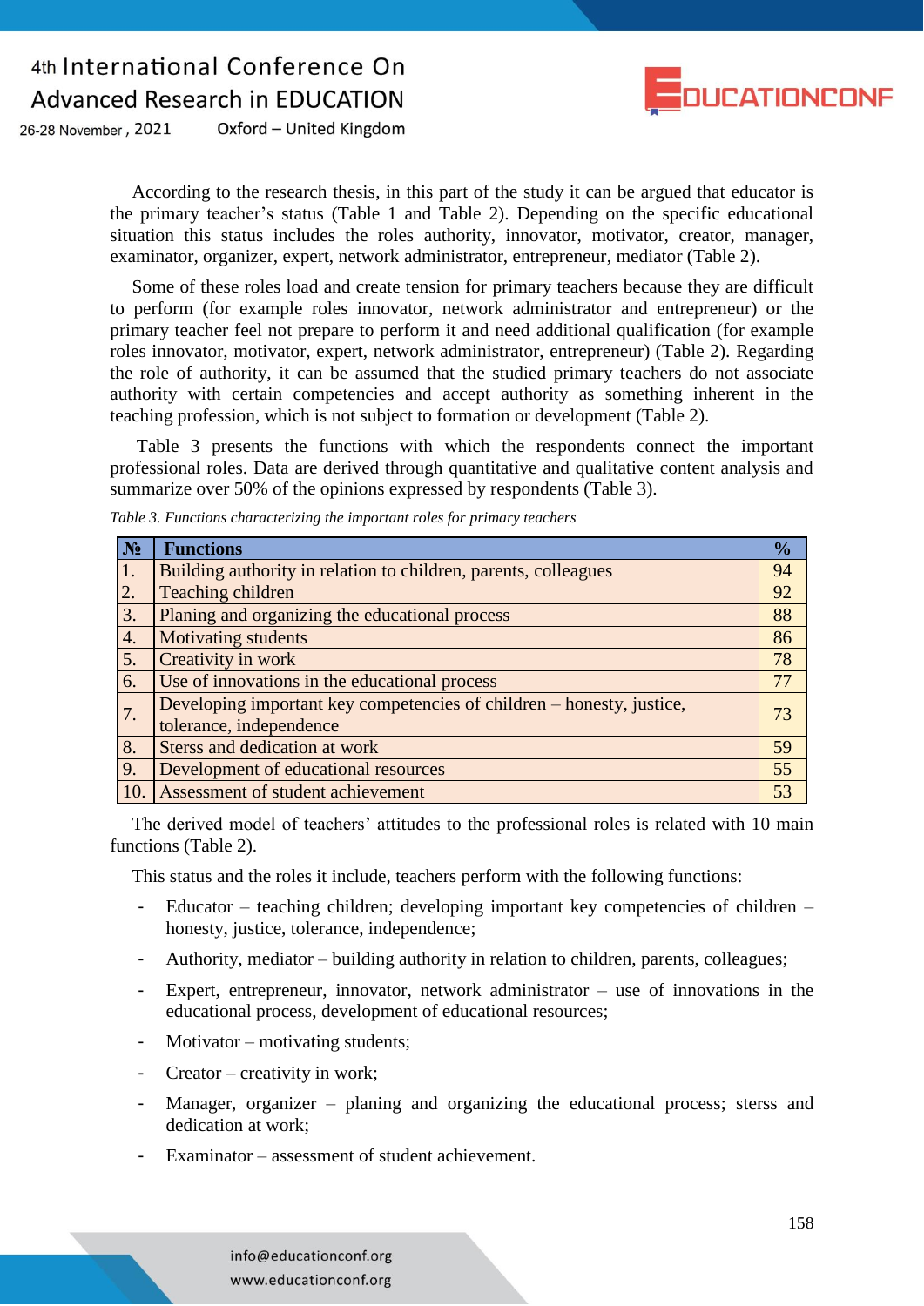According to the research thesis, in this part of the study it can be argued that educator is the primary teacher's status (Table 1 and Table 2). Depending on the specific educational situation this status includes the roles authority, innovator, motivator, creator, manager, examinator, organizer, expert, network administrator, entrepreneur, mediator (Table 2).

Some of these roles load and create tension for primary teachers because they are difficult to perform (for example roles innovator, network administrator and entrepreneur) or the primary teacher feel not prepare to perform it and need additional qualification (for example roles innovator, motivator, expert, network administrator, entrepreneur) (Table 2). Regarding the role of authority, it can be assumed that the studied primary teachers do not associate authority with certain competencies and accept authority as something inherent in the teaching profession, which is not subject to formation or development (Table 2).

Table 3 presents the functions with which the respondents connect the important professional roles. Data are derived through quantitative and qualitative content analysis and summarize over 50% of the opinions expressed by respondents (Table 3).

*Table 3. Functions characterizing the important roles for primary teachers*

| № | Functions | % |
|---|---|---|
| 1. | Building authority in relation to children, parents, colleagues | 94 |
| 2. | Teaching children | 92 |
| 3. | Planing and organizing the educational process | 88 |
| 4. | Motivating students | 86 |
| 5. | Creativity in work | 78 |
| 6. | Use of innovations in the educational process | 77 |
| 7. | Developing important key competencies of children – honesty, justice, tolerance, independence | 73 |
| 8. | Sterss and dedication at work | 59 |
| 9. | Development of educational resources | 55 |
| 10. | Assessment of student achievement | 53 |

The derived model of teachers' attitudes to the professional roles is related with 10 main functions (Table 2).

This status and the roles it include, teachers perform with the following functions:

- Educator – teaching children; developing important key competencies of children – honesty, justice, tolerance, independence;
- Authority, mediator – building authority in relation to children, parents, colleagues;
- Expert, entrepreneur, innovator, network administrator – use of innovations in the educational process, development of educational resources;
- Motivator – motivating students;
- Creator – creativity in work;
- Manager, organizer – planing and organizing the educational process; sterss and dedication at work;
- Examinator – assessment of student achievement.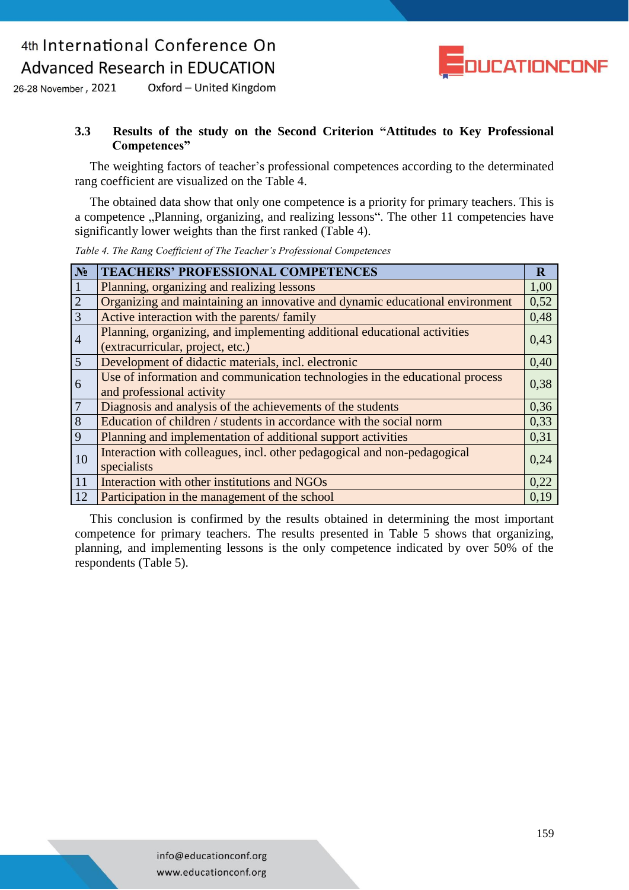### 3.3 Results of the study on the Second Criterion "Attitudes to Key Professional Competences"

The weighting factors of teacher's professional competences according to the determinated rang coefficient are visualized on the Table 4.

The obtained data show that only one competence is a priority for primary teachers. This is a competence „Planning, organizing, and realizing lessons". The other 11 competencies have significantly lower weights than the first ranked (Table 4).

*Table 4. The Rang Coefficient of The Teacher's Professional Competences*

| № | TEACHERS' PROFESSIONAL COMPETENCES | R |
|---|---|---|
| 1 | Planning, organizing and realizing lessons | 1,00 |
| 2 | Organizing and maintaining an innovative and dynamic educational environment | 0,52 |
| 3 | Active interaction with the parents/ family | 0,48 |
| 4 | Planning, organizing, and implementing additional educational activities (extracurricular, project, etc.) | 0,43 |
| 5 | Development of didactic materials, incl. electronic | 0,40 |
| 6 | Use of information and communication technologies in the educational process and professional activity | 0,38 |
| 7 | Diagnosis and analysis of the achievements of the students | 0,36 |
| 8 | Education of children / students in accordance with the social norm | 0,33 |
| 9 | Planning and implementation of additional support activities | 0,31 |
| 10 | Interaction with colleagues, incl. other pedagogical and non-pedagogical specialists | 0,24 |
| 11 | Interaction with other institutions and NGOs | 0,22 |
| 12 | Participation in the management of the school | 0,19 |

This conclusion is confirmed by the results obtained in determining the most important competence for primary teachers. The results presented in Table 5 shows that organizing, planning, and implementing lessons is the only competence indicated by over 50% of the respondents (Table 5).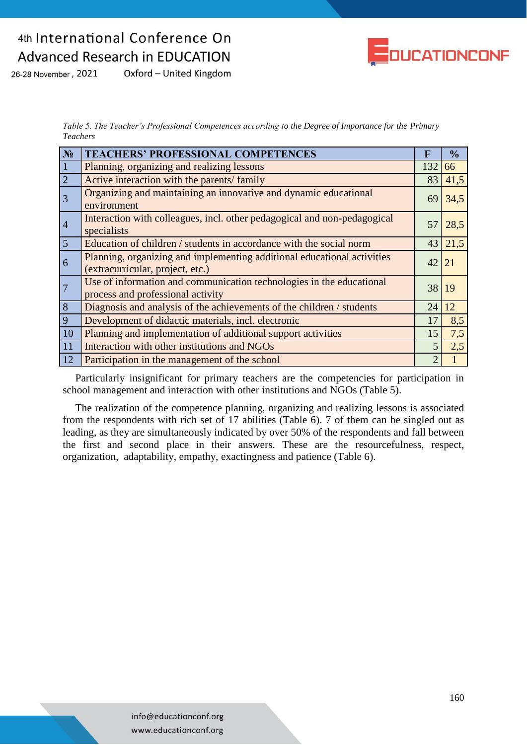*Table 5. The Teacher's Professional Competences according to the Degree of Importance for the Primary Teachers*

| № | TEACHERS' PROFESSIONAL COMPETENCES | F | % |
|---|---|---|---|
| 1 | Planning, organizing and realizing lessons | 132 | 66 |
| 2 | Active interaction with the parents/ family | 83 | 41,5 |
| 3 | Organizing and maintaining an innovative and dynamic educational environment | 69 | 34,5 |
| 4 | Interaction with colleagues, incl. other pedagogical and non-pedagogical specialists | 57 | 28,5 |
| 5 | Education of children / students in accordance with the social norm | 43 | 21,5 |
| 6 | Planning, organizing and implementing additional educational activities (extracurricular, project, etc.) | 42 | 21 |
| 7 | Use of information and communication technologies in the educational process and professional activity | 38 | 19 |
| 8 | Diagnosis and analysis of the achievements of the children / students | 24 | 12 |
| 9 | Development of didactic materials, incl. electronic | 17 | 8,5 |
| 10 | Planning and implementation of additional support activities | 15 | 7,5 |
| 11 | Interaction with other institutions and NGOs | 5 | 2,5 |
| 12 | Participation in the management of the school | 2 | 1 |

Particularly insignificant for primary teachers are the competencies for participation in school management and interaction with other institutions and NGOs (Table 5).

The realization of the competence planning, organizing and realizing lessons is associated from the respondents with rich set of 17 abilities (Table 6). 7 of them can be singled out as leading, as they are simultaneously indicated by over 50% of the respondents and fall between the first and second place in their answers. These are the resourcefulness, respect, organization, adaptability, empathy, exactingness and patience (Table 6).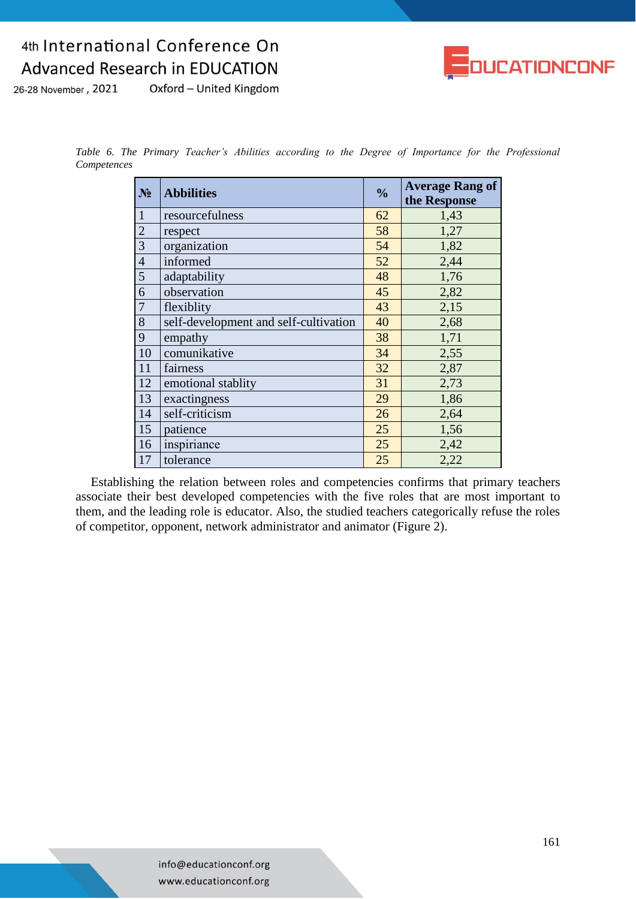*Table 6. The Primary Teacher's Abilities according to the Degree of Importance for the Professional Competences*

| № | Abbilities | % | Average Rang of the Response |
|---|---|---|---|
| 1 | resourcefulness | 62 | 1,43 |
| 2 | respect | 58 | 1,27 |
| 3 | organization | 54 | 1,82 |
| 4 | informed | 52 | 2,44 |
| 5 | adaptability | 48 | 1,76 |
| 6 | observation | 45 | 2,82 |
| 7 | flexiblity | 43 | 2,15 |
| 8 | self-development and self-cultivation | 40 | 2,68 |
| 9 | empathy | 38 | 1,71 |
| 10 | comunikative | 34 | 2,55 |
| 11 | fairness | 32 | 2,87 |
| 12 | emotional stablity | 31 | 2,73 |
| 13 | exactingness | 29 | 1,86 |
| 14 | self-criticism | 26 | 2,64 |
| 15 | patience | 25 | 1,56 |
| 16 | inspiriance | 25 | 2,42 |
| 17 | tolerance | 25 | 2,22 |

Establishing the relation between roles and competencies confirms that primary teachers associate their best developed competencies with the five roles that are most important to them, and the leading role is educator. Also, the studied teachers categorically refuse the roles of competitor, opponent, network administrator and animator (Figure 2).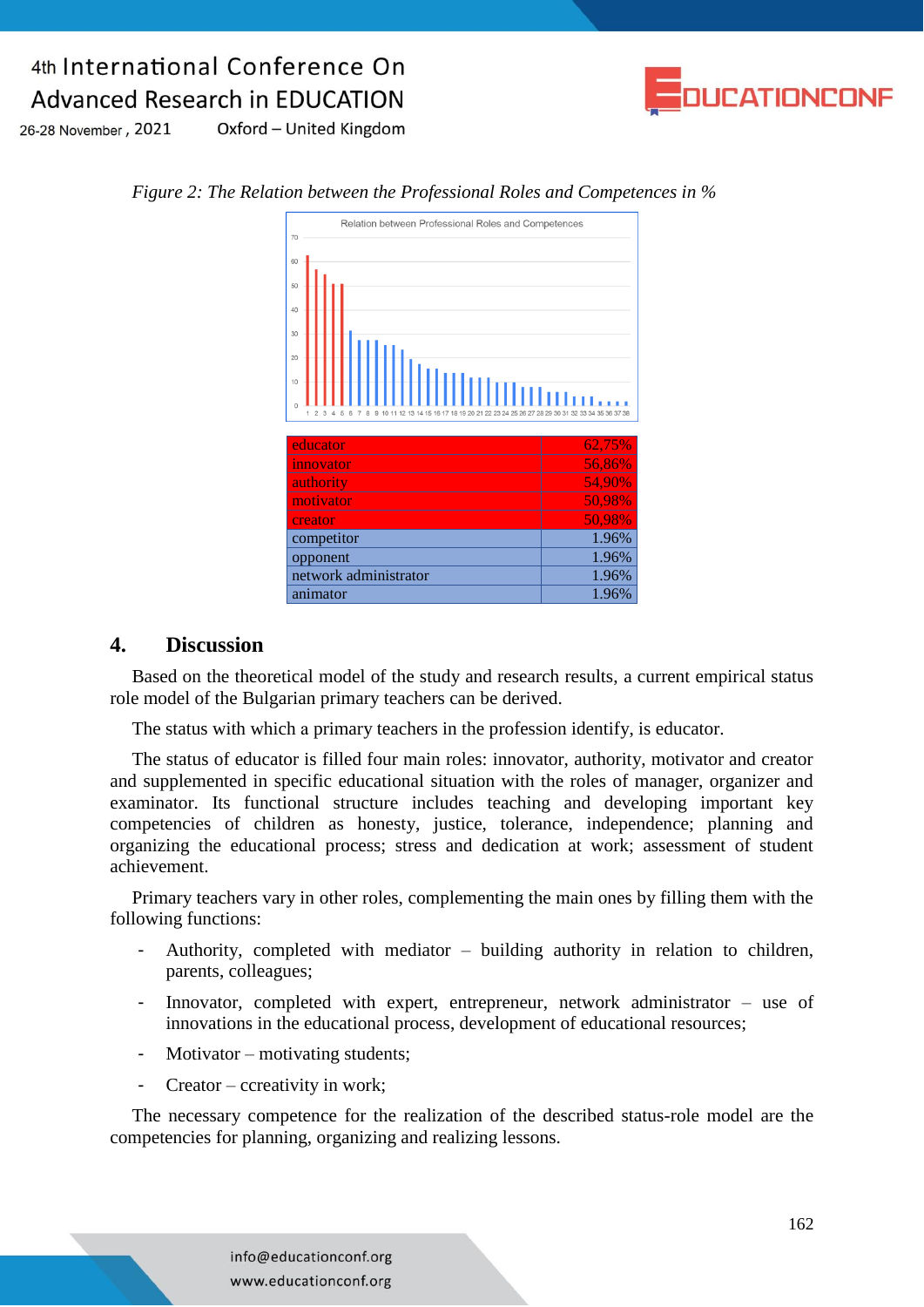*Figure 2: The Relation between the Professional Roles and Competences in %*

| | |
|---|---|
| educator | 62,75% |
| innovator | 56,86% |
| authority | 54,90% |
| motivator | 50,98% |
| creator | 50,98% |
| competitor | 1.96% |
| opponent | 1.96% |
| network administrator | 1.96% |
| animator | 1.96% |

## 4. Discussion

Based on the theoretical model of the study and research results, a current empirical status role model of the Bulgarian primary teachers can be derived.

The status with which a primary teachers in the profession identify, is educator.

The status of educator is filled four main roles: innovator, authority, motivator and creator and supplemented in specific educational situation with the roles of manager, organizer and examinator. Its functional structure includes teaching and developing important key competencies of children as honesty, justice, tolerance, independence; planning and organizing the educational process; stress and dedication at work; assessment of student achievement.

Primary teachers vary in other roles, complementing the main ones by filling them with the following functions:

- Authority, completed with mediator – building authority in relation to children, parents, colleagues;
- Innovator, completed with expert, entrepreneur, network administrator – use of innovations in the educational process, development of educational resources;
- Motivator – motivating students;
- Creator – ccreativity in work;

The necessary competence for the realization of the described status-role model are the competencies for planning, organizing and realizing lessons.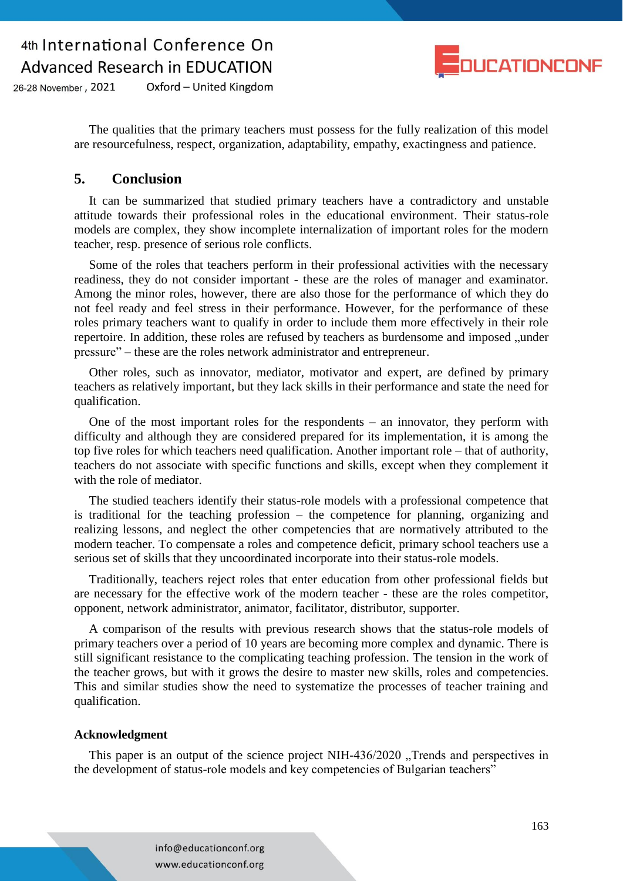The qualities that the primary teachers must possess for the fully realization of this model are resourcefulness, respect, organization, adaptability, empathy, exactingness and patience.

## 5. Conclusion

It can be summarized that studied primary teachers have a contradictory and unstable attitude towards their professional roles in the educational environment. Their status-role models are complex, they show incomplete internalization of important roles for the modern teacher, resp. presence of serious role conflicts.

Some of the roles that teachers perform in their professional activities with the necessary readiness, they do not consider important - these are the roles of manager and examinator. Among the minor roles, however, there are also those for the performance of which they do not feel ready and feel stress in their performance. However, for the performance of these roles primary teachers want to qualify in order to include them more effectively in their role repertoire. In addition, these roles are refused by teachers as burdensome and imposed „under pressure" – these are the roles network administrator and entrepreneur.

Other roles, such as innovator, mediator, motivator and expert, are defined by primary teachers as relatively important, but they lack skills in their performance and state the need for qualification.

One of the most important roles for the respondents – an innovator, they perform with difficulty and although they are considered prepared for its implementation, it is among the top five roles for which teachers need qualification. Another important role – that of authority, teachers do not associate with specific functions and skills, except when they complement it with the role of mediator.

The studied teachers identify their status-role models with a professional competence that is traditional for the teaching profession – the competence for planning, organizing and realizing lessons, and neglect the other competencies that are normatively attributed to the modern teacher. To compensate a roles and competence deficit, primary school teachers use a serious set of skills that they uncoordinated incorporate into their status-role models.

Traditionally, teachers reject roles that enter education from other professional fields but are necessary for the effective work of the modern teacher - these are the roles competitor, opponent, network administrator, animator, facilitator, distributor, supporter.

A comparison of the results with previous research shows that the status-role models of primary teachers over a period of 10 years are becoming more complex and dynamic. There is still significant resistance to the complicating teaching profession. The tension in the work of the teacher grows, but with it grows the desire to master new skills, roles and competencies. This and similar studies show the need to systematize the processes of teacher training and qualification.

### Acknowledgment

This paper is an output of the science project NIH-436/2020 „Trends and perspectives in the development of status-role models and key competencies of Bulgarian teachers"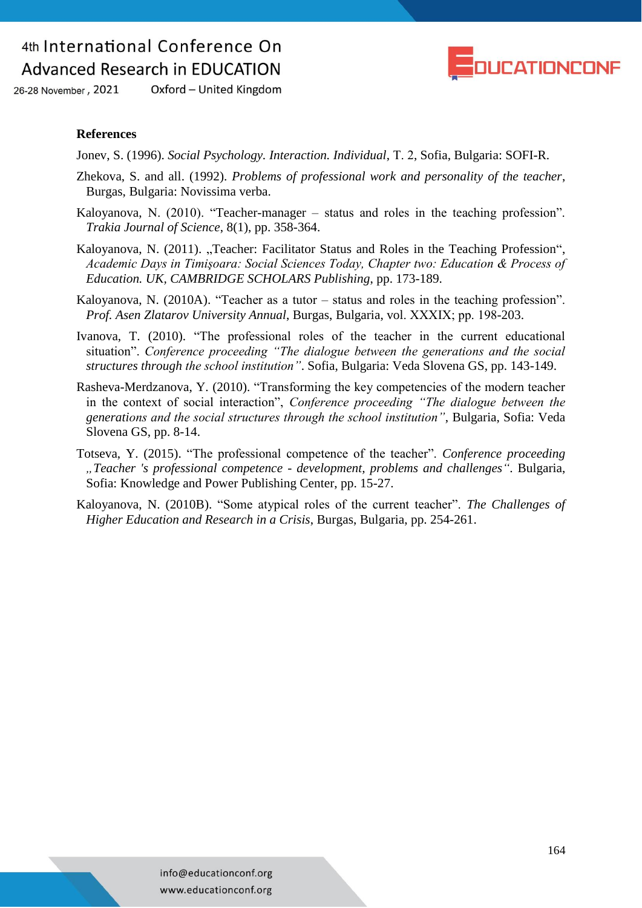**References**

Jonev, S. (1996). *Social Psychology. Interaction. Individual*, T. 2, Sofia, Bulgaria: SOFI-R.

Zhekova, S. and all. (1992). *Problems of professional work and personality of the teacher*, Burgas, Bulgaria: Novissima verba.

Kaloyanova, N. (2010). "Teacher-manager – status and roles in the teaching profession". *Trakia Journal of Science*, 8(1), pp. 358-364.

Kaloyanova, N. (2011). „Teacher: Facilitator Status and Roles in the Teaching Profession", *Academic Days in Timişoara: Social Sciences Today, Chapter two: Education & Process of Education. UK, CAMBRIDGE SCHOLARS Publishing*, pp. 173-189.

Kaloyanova, N. (2010A). "Teacher as a tutor – status and roles in the teaching profession". *Prof. Asen Zlatarov University Annual*, Burgas, Bulgaria, vol. XXXIX; pp. 198-203.

Ivanova, T. (2010). "The professional roles of the teacher in the current educational situation". *Conference proceeding "The dialogue between the generations and the social structures through the school institution"*. Sofia, Bulgaria: Veda Slovena GS, pp. 143-149.

Rasheva-Merdzanova, Y. (2010). "Transforming the key competencies of the modern teacher in the context of social interaction", *Conference proceeding "The dialogue between the generations and the social structures through the school institution"*, Bulgaria, Sofia: Veda Slovena GS, pp. 8-14.

Totseva, Y. (2015). "The professional competence of the teacher". *Conference proceeding „Teacher 's professional competence - development, problems and challenges"*. Bulgaria, Sofia: Knowledge and Power Publishing Center, pp. 15-27.

Kaloyanova, N. (2010B). "Some atypical roles of the current teacher". *The Challenges of Higher Education and Research in a Crisis*, Burgas, Bulgaria, pp. 254-261.